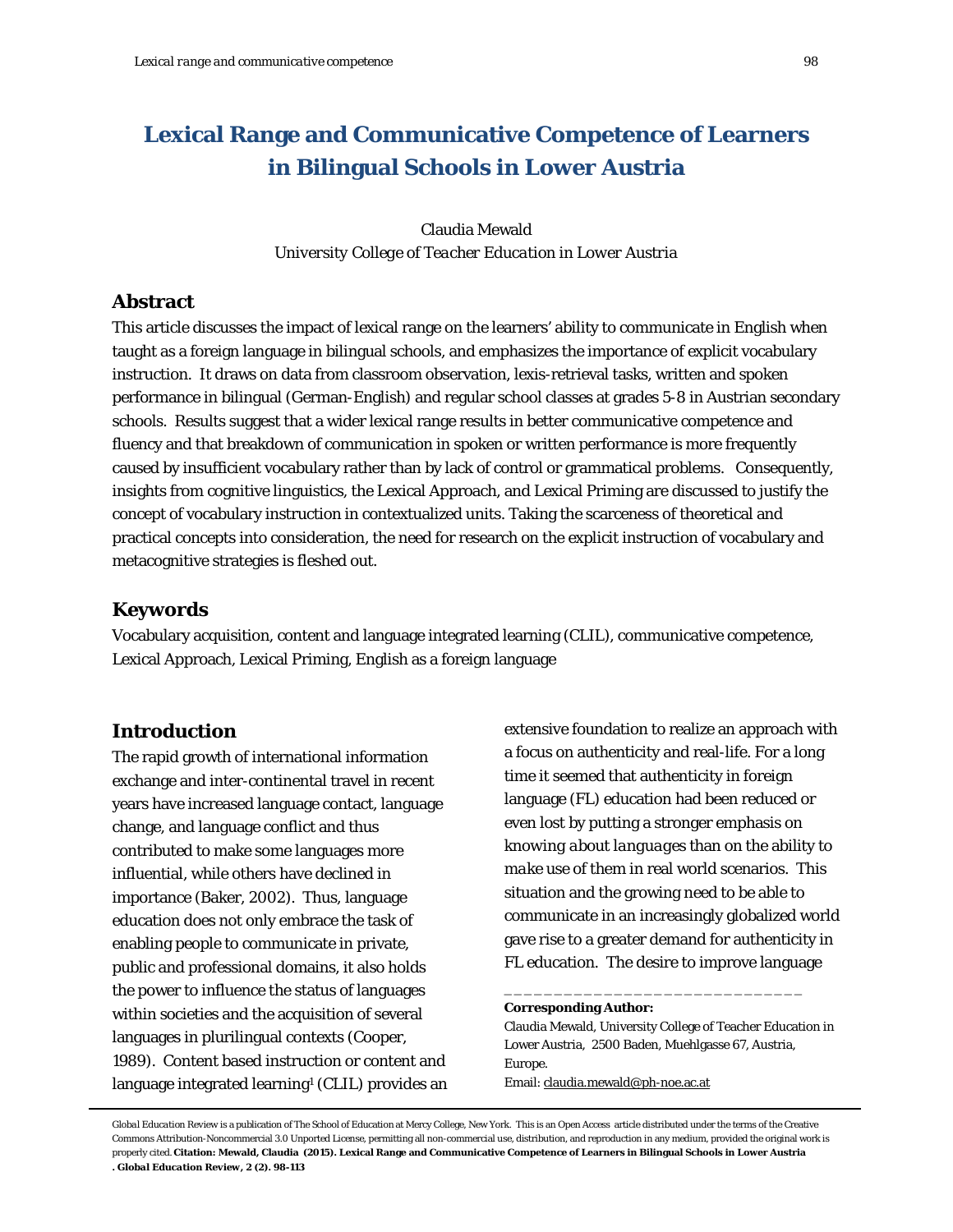# Lexical Range and Communicative Competence of Learners in Bilingual Schools in Lower Austria

Claudia Mewald
*University College of Teacher Education in Lower Austria*

## Abstract

This article discusses the impact of lexical range on the learners' ability to communicate in English when taught as a foreign language in bilingual schools, and emphasizes the importance of explicit vocabulary instruction. It draws on data from classroom observation, lexis-retrieval tasks, written and spoken performance in bilingual (German-English) and regular school classes at grades 5-8 in Austrian secondary schools. Results suggest that a wider lexical range results in better communicative competence and fluency and that breakdown of communication in spoken or written performance is more frequently caused by insufficient vocabulary rather than by lack of control or grammatical problems. Consequently, insights from cognitive linguistics, the Lexical Approach, and Lexical Priming are discussed to justify the concept of vocabulary instruction in contextualized units. Taking the scarceness of theoretical and practical concepts into consideration, the need for research on the explicit instruction of vocabulary and metacognitive strategies is fleshed out.

## Keywords

Vocabulary acquisition, content and language integrated learning (CLIL), communicative competence, Lexical Approach, Lexical Priming, English as a foreign language

## Introduction

The rapid growth of international information exchange and inter-continental travel in recent years have increased language contact, language change, and language conflict and thus contributed to make some languages more influential, while others have declined in importance (Baker, 2002). Thus, language education does not only embrace the task of enabling people to communicate in private, public and professional domains, it also holds the power to influence the status of languages within societies and the acquisition of several languages in plurilingual contexts (Cooper, 1989). Content based instruction or content and language integrated learning[1] (CLIL) provides an extensive foundation to realize an approach with a focus on authenticity and real-life. For a long time it seemed that authenticity in foreign language (FL) education had been reduced or even lost by putting a stronger emphasis on *knowing about languages* than on the ability to *make use of them* in real world scenarios. This situation and the growing need to be able to communicate in an increasingly globalized world gave rise to a greater demand for authenticity in FL education. The desire to improve language

---

**Corresponding Author:**
Claudia Mewald, University College of Teacher Education in Lower Austria, 2500 Baden, Muehlgasse 67, Austria, Europe.
Email: claudia.mewald@ph-noe.ac.at

Global Education Review is a publication of The School of Education at Mercy College, New York. This is an Open Access article distributed under the terms of the Creative Commons Attribution-Noncommercial 3.0 Unported License, permitting all non-commercial use, distribution, and reproduction in any medium, provided the original work is properly cited. **Citation: Mewald, Claudia (2015). Lexical Range and Communicative Competence of Learners in Bilingual Schools in Lower Austria. Global Education Review, 2 (2). 98-113**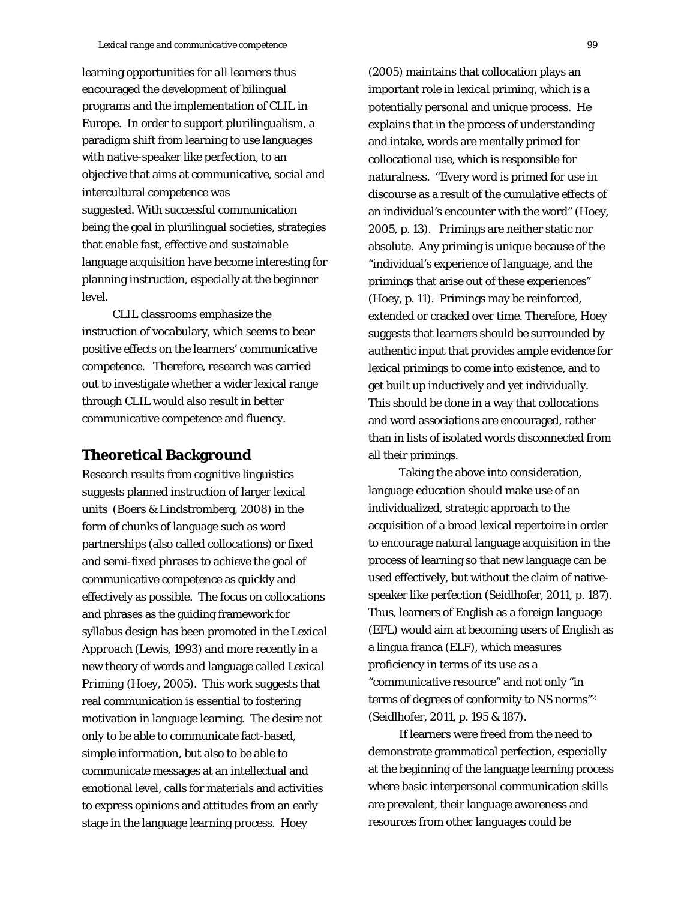learning opportunities for *all* learners thus encouraged the development of bilingual programs and the implementation of CLIL in Europe. In order to support plurilingualism, a paradigm shift from learning to use languages with native-speaker like perfection, to an objective that aims at communicative, social and intercultural competence was suggested. With successful communication being the goal in plurilingual societies, strategies that enable fast, effective and sustainable language acquisition have become interesting for planning instruction, especially at the beginner level.

CLIL classrooms emphasize the instruction of vocabulary, which seems to bear positive effects on the learners' communicative competence. Therefore, research was carried out to investigate whether a wider lexical range through CLIL would also result in better communicative competence and fluency.

## Theoretical Background

Research results from cognitive linguistics suggests planned instruction of larger lexical units (Boers & Lindstromberg, 2008) in the form of chunks of language such as word partnerships (also called collocations) or fixed and semi-fixed phrases to achieve the goal of communicative competence as quickly and effectively as possible. The focus on collocations and phrases as the guiding framework for syllabus design has been promoted in the *Lexical Approach* (Lewis, 1993) and more recently in a new theory of words and language called *Lexical Priming* (Hoey, 2005). This work suggests that real communication is essential to fostering motivation in language learning. The desire not only to be able to communicate fact-based, simple information, but also to be able to communicate messages at an intellectual and emotional level, calls for materials and activities to express opinions and attitudes from an early stage in the language learning process. Hoey (2005) maintains that collocation plays an important role in *lexical priming*, which is a potentially personal and unique process. He explains that in the process of understanding and intake, words are mentally primed for collocational use, which is responsible for naturalness. "Every word is primed for use in discourse as a result of the cumulative effects of an individual's encounter with the word" (Hoey, 2005, p. 13). Primings are neither static nor absolute. Any priming is unique because of the "individual's experience of language, and the primings that arise out of these experiences" (Hoey, p. 11). Primings may be reinforced, extended or cracked over time. Therefore, Hoey suggests that learners should be surrounded by authentic input that provides ample evidence for lexical primings to come into existence, and to get built up inductively and yet individually. This should be done in a way that collocations and word associations are encouraged, rather than in lists of isolated words disconnected from all their primings.

Taking the above into consideration, language education should make use of an individualized, strategic approach to the acquisition of a broad lexical repertoire in order to encourage natural language acquisition in the process of learning so that new language can be used effectively, but without the claim of native-speaker like perfection (Seidlhofer, 2011, p. 187). Thus, learners of English as a foreign language (EFL) would aim at becoming users of English as a lingua franca (ELF), which measures proficiency in terms of its use as a "communicative resource" and not only "in terms of degrees of conformity to NS norms"[2] (Seidlhofer, 2011, p. 195 & 187).

If learners were freed from the need to demonstrate grammatical perfection, especially at the beginning of the language learning process where basic interpersonal communication skills are prevalent, their language awareness and resources from other languages could be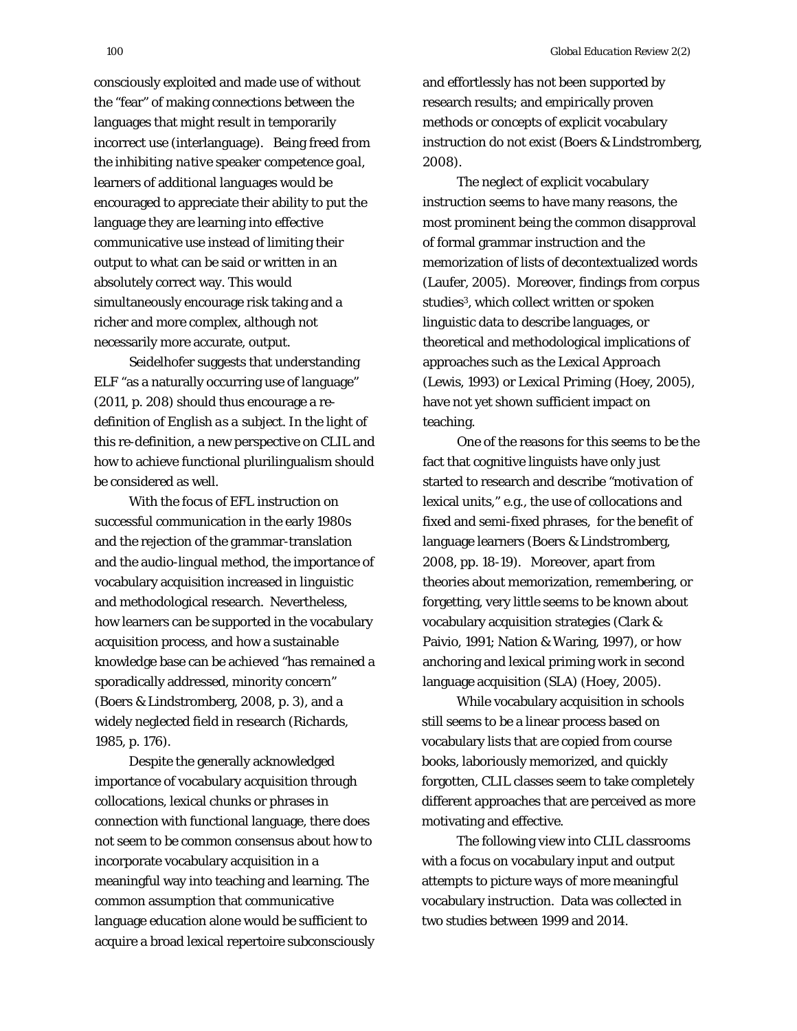consciously exploited and made use of without the "fear" of making connections between the languages that might result in temporarily incorrect use (interlanguage). Being freed from the inhibiting *native speaker competence goal*, learners of additional languages would be encouraged to appreciate their ability to put the language they are learning into effective communicative use instead of limiting their output to what can be said or written in an absolutely correct way. This would simultaneously encourage risk taking and a richer and more complex, although not necessarily more accurate, output.

Seidelhofer suggests that understanding ELF "as a naturally occurring use of language" (2011, p. 208) should thus encourage a re-definition of *English as a subject*. In the light of this re-definition, a new perspective on CLIL and how to achieve functional plurilingualism should be considered as well.

With the focus of EFL instruction on successful communication in the early 1980s and the rejection of the grammar-translation and the audio-lingual method, the importance of vocabulary acquisition increased in linguistic and methodological research. Nevertheless, how learners can be supported in the vocabulary acquisition process, and how a sustainable knowledge base can be achieved "has remained a sporadically addressed, minority concern" (Boers & Lindstromberg, 2008, p. 3), and a widely neglected field in research (Richards, 1985, p. 176).

Despite the generally acknowledged importance of vocabulary acquisition through collocations, lexical chunks or phrases in connection with functional language, there does not seem to be common consensus about how to incorporate vocabulary acquisition in a meaningful way into teaching and learning. The common assumption that communicative language education alone would be sufficient to acquire a broad lexical repertoire subconsciously and effortlessly has not been supported by research results; and empirically proven methods or concepts of explicit vocabulary instruction do not exist (Boers & Lindstromberg, 2008).

The neglect of explicit vocabulary instruction seems to have many reasons, the most prominent being the common disapproval of formal grammar instruction and the memorization of lists of decontextualized words (Laufer, 2005). Moreover, findings from corpus studies[3], which collect written or spoken linguistic data to describe languages, or theoretical and methodological implications of approaches such as the *Lexical Approach* (Lewis, 1993) or *Lexical Priming* (Hoey, 2005), have not yet shown sufficient impact on teaching.

One of the reasons for this seems to be the fact that cognitive linguists have only just started to research and describe "*motivation* of lexical units," e.g., the use of collocations and fixed and semi-fixed phrases, for the benefit of language learners (Boers & Lindstromberg, 2008, pp. 18-19). Moreover, apart from theories about memorization, remembering, or forgetting, very little seems to be known about vocabulary acquisition strategies (Clark & Paivio, 1991; Nation & Waring, 1997), or how anchoring and lexical priming work in second language acquisition (SLA) (Hoey, 2005).

While vocabulary acquisition in schools still seems to be a linear process based on vocabulary lists that are copied from course books, laboriously memorized, and quickly forgotten, CLIL classes seem to take completely different approaches that are perceived as more motivating and effective.

The following view into CLIL classrooms with a focus on vocabulary input and output attempts to picture ways of more meaningful vocabulary instruction. Data was collected in two studies between 1999 and 2014.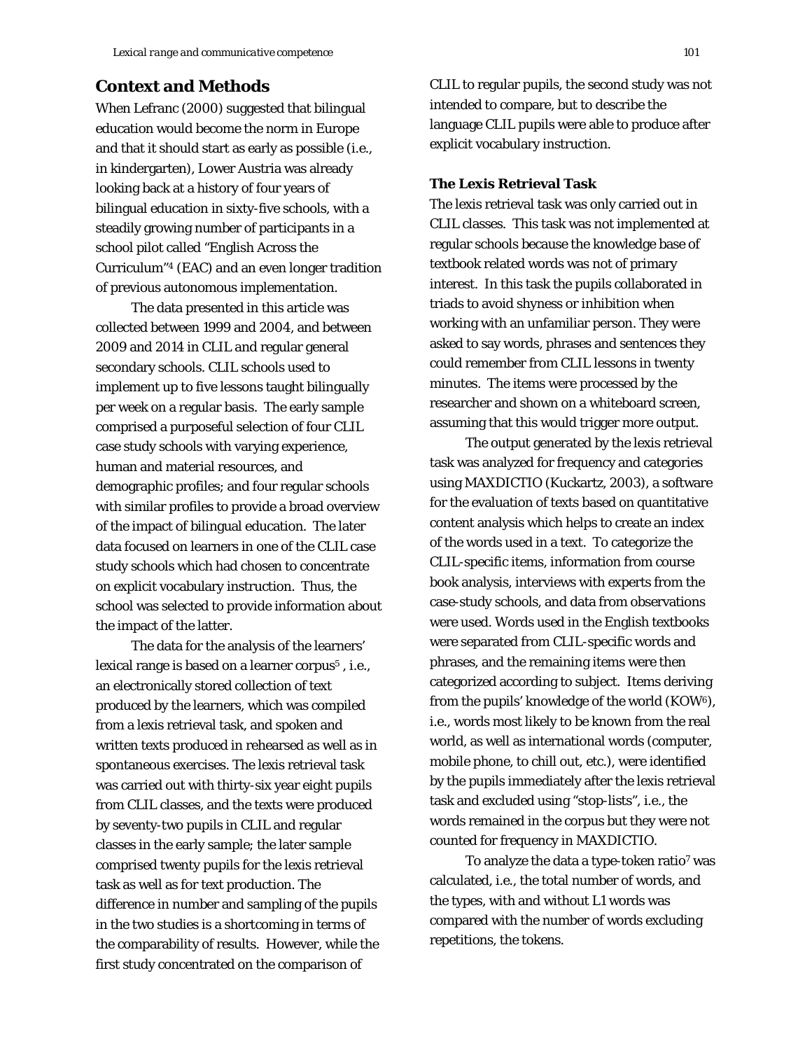## Context and Methods

When Lefranc (2000) suggested that bilingual education would become the norm in Europe and that it should start as early as possible (i.e., in kindergarten), Lower Austria was already looking back at a history of four years of bilingual education in sixty-five schools, with a steadily growing number of participants in a school pilot called "English Across the Curriculum"[4] (EAC) and an even longer tradition of previous autonomous implementation.

The data presented in this article was collected between 1999 and 2004, and between 2009 and 2014 in CLIL and regular general secondary schools. CLIL schools used to implement up to five lessons taught bilingually per week on a regular basis. The early sample comprised a purposeful selection of four CLIL case study schools with varying experience, human and material resources, and demographic profiles; and four regular schools with similar profiles to provide a broad overview of the impact of bilingual education. The later data focused on learners in one of the CLIL case study schools which had chosen to concentrate on explicit vocabulary instruction. Thus, the school was selected to provide information about the impact of the latter.

The data for the analysis of the learners' lexical range is based on a learner corpus[5] , i.e., an electronically stored collection of text produced by the learners, which was compiled from a lexis retrieval task, and spoken and written texts produced in rehearsed as well as in spontaneous exercises. The lexis retrieval task was carried out with thirty-six year eight pupils from CLIL classes, and the texts were produced by seventy-two pupils in CLIL and regular classes in the early sample; the later sample comprised twenty pupils for the lexis retrieval task as well as for text production. The difference in number and sampling of the pupils in the two studies is a shortcoming in terms of the comparability of results. However, while the first study concentrated on the comparison of CLIL to regular pupils, the second study was not intended to compare, but to describe the language CLIL pupils were able to produce after explicit vocabulary instruction.

### The Lexis Retrieval Task

The lexis retrieval task was only carried out in CLIL classes. This task was not implemented at regular schools because the knowledge base of textbook related words was not of primary interest. In this task the pupils collaborated in triads to avoid shyness or inhibition when working with an unfamiliar person. They were asked to say words, phrases and sentences they could remember from CLIL lessons in twenty minutes. The items were processed by the researcher and shown on a whiteboard screen, assuming that this would trigger more output.

The output generated by the lexis retrieval task was analyzed for frequency and categories using MAXDICTIO (Kuckartz, 2003), a software for the evaluation of texts based on quantitative content analysis which helps to create an index of the words used in a text. To categorize the CLIL-specific items, information from course book analysis, interviews with experts from the case-study schools, and data from observations were used. Words used in the English textbooks were separated from CLIL-specific words and phrases, and the remaining items were then categorized according to subject. Items deriving from the pupils' knowledge of the world (KOW[6]), i.e., words most likely to be known from the real world, as well as international words (computer, mobile phone, to chill out, etc.), were identified by the pupils immediately after the lexis retrieval task and excluded using "stop-lists", i.e., the words remained in the corpus but they were not counted for frequency in MAXDICTIO.

To analyze the data a type-token ratio[7] was calculated, i.e., the total number of words, and the types, with and without L1 words was compared with the number of words excluding repetitions, the tokens.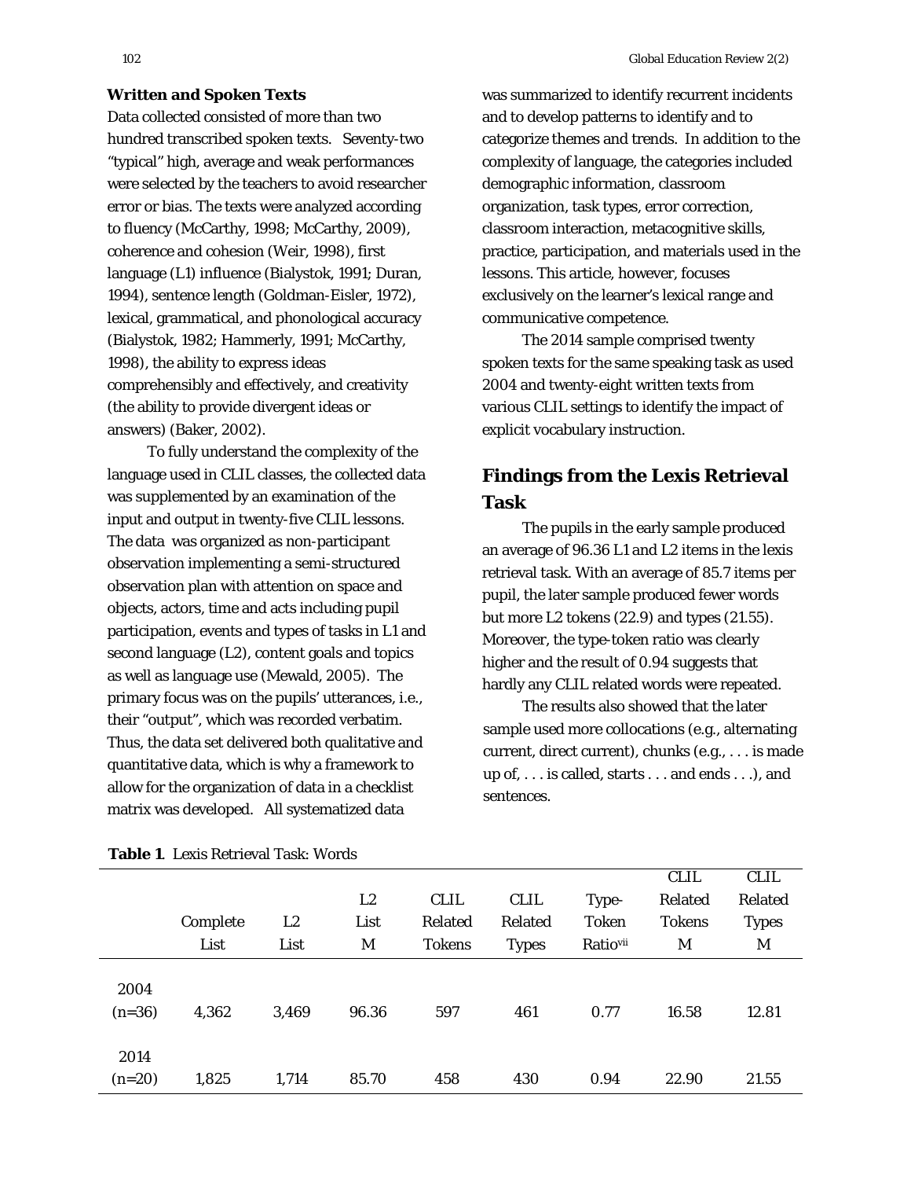**Written and Spoken Texts**

Data collected consisted of more than two hundred transcribed spoken texts. Seventy-two "typical" high, average and weak performances were selected by the teachers to avoid researcher error or bias. The texts were analyzed according to fluency (McCarthy, 1998; McCarthy, 2009), coherence and cohesion (Weir, 1998), first language (L1) influence (Bialystok, 1991; Duran, 1994), sentence length (Goldman-Eisler, 1972), lexical, grammatical, and phonological accuracy (Bialystok, 1982; Hammerly, 1991; McCarthy, 1998), the ability to express ideas comprehensibly and effectively, and creativity (the ability to provide divergent ideas or answers) (Baker, 2002).

To fully understand the complexity of the language used in CLIL classes, the collected data was supplemented by an examination of the input and output in twenty-five CLIL lessons. The data was organized as non-participant observation implementing a semi-structured observation plan with attention on space and objects, actors, time and acts including pupil participation, events and types of tasks in L1 and second language (L2), content goals and topics as well as language use (Mewald, 2005). The primary focus was on the pupils' utterances, i.e., their "output", which was recorded verbatim. Thus, the data set delivered both qualitative and quantitative data, which is why a framework to allow for the organization of data in a checklist matrix was developed. All systematized data was summarized to identify recurrent incidents and to develop patterns to identify and to categorize themes and trends. In addition to the complexity of language, the categories included demographic information, classroom organization, task types, error correction, classroom interaction, metacognitive skills, practice, participation, and materials used in the lessons. This article, however, focuses exclusively on the learner's lexical range and communicative competence.

The 2014 sample comprised twenty spoken texts for the same speaking task as used 2004 and twenty-eight written texts from various CLIL settings to identify the impact of explicit vocabulary instruction.

## Findings from the Lexis Retrieval Task

The pupils in the early sample produced an average of 96.36 L1 and L2 items in the lexis retrieval task. With an average of 85.7 items per pupil, the later sample produced fewer words but more L2 tokens (22.9) and types (21.55). Moreover, the type-token ratio was clearly higher and the result of 0.94 suggests that hardly any CLIL related words were repeated.

The results also showed that the later sample used more collocations (e.g., alternating current, direct current), chunks (e.g., . . . is made up of, . . . is called, starts . . . and ends . . .), and sentences.

**Table 1**. Lexis Retrieval Task: Words

| | Complete List | L2 List | L2 List M | CLIL Related Tokens | CLIL Related Types | Type-Token Ratio[vii] | CLIL Related Tokens M | CLIL Related Types M |
|---|---|---|---|---|---|---|---|---|
| 2004 (n=36) | 4,362 | 3,469 | 96.36 | 597 | 461 | 0.77 | 16.58 | 12.81 |
| 2014 (n=20) | 1,825 | 1,714 | 85.70 | 458 | 430 | 0.94 | 22.90 | 21.55 |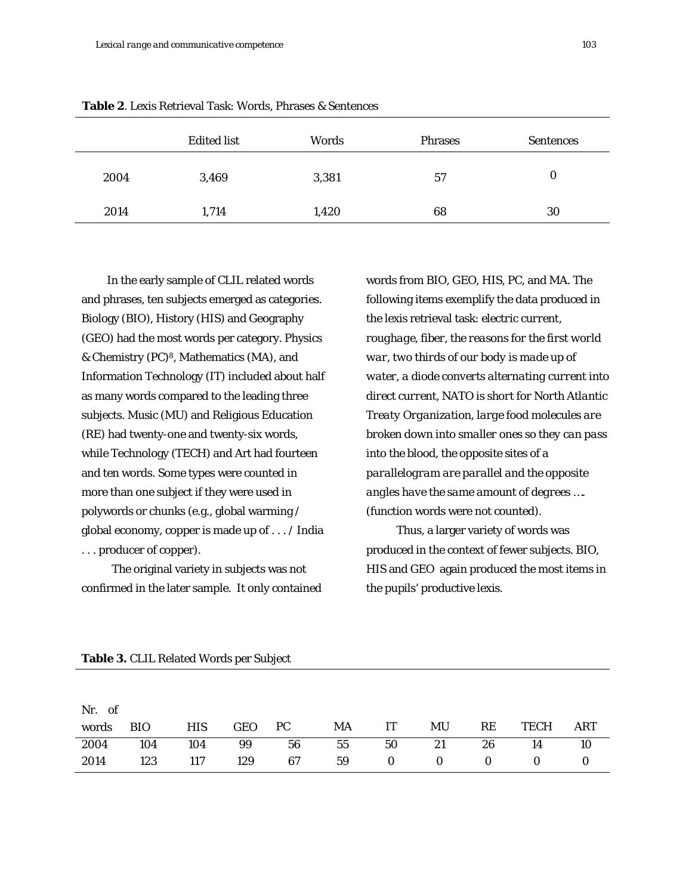**Table 2**. Lexis Retrieval Task: Words, Phrases & Sentences

| | Edited list | Words | Phrases | Sentences |
|---|---|---|---|---|
| 2004 | 3,469 | 3,381 | 57 | 0 |
| 2014 | 1,714 | 1,420 | 68 | 30 |

In the early sample of CLIL related words and phrases, ten subjects emerged as categories. Biology (BIO), History (HIS) and Geography (GEO) had the most words per category. Physics & Chemistry (PC)[8], Mathematics (MA), and Information Technology (IT) included about half as many words compared to the leading three subjects. Music (MU) and Religious Education (RE) had twenty-one and twenty-six words, while Technology (TECH) and Art had fourteen and ten words. Some types were counted in more than one subject if they were used in polywords or chunks (e.g., global warming / global economy, copper is made up of . . . / India . . . producer of copper).

The original variety in subjects was not confirmed in the later sample. It only contained words from BIO, GEO, HIS, PC, and MA. The following items exemplify the data produced in the lexis retrieval task: *electric current, roughage, fiber, the reasons for the first world war, two thirds of our body is made up of water, a diode converts alternating current into direct current, NATO is short for North Atlantic Treaty Organization, large food molecules are broken down into smaller ones so they can pass into the blood, the opposite sites of a parallelogram are parallel and the opposite angles have the same amount of degrees* …. (function words were not counted).

Thus, a larger variety of words was produced in the context of fewer subjects. BIO, HIS and GEO again produced the most items in the pupils' productive lexis.

**Table 3.** CLIL Related Words per Subject

| Nr. of words | BIO | HIS | GEO | PC | MA | IT | MU | RE | TECH | ART |
|---|---|---|---|---|---|---|---|---|---|---|
| 2004 | 104 | 104 | 99 | 56 | 55 | 50 | 21 | 26 | 14 | 10 |
| 2014 | 123 | 117 | 129 | 67 | 59 | 0 | 0 | 0 | 0 | 0 |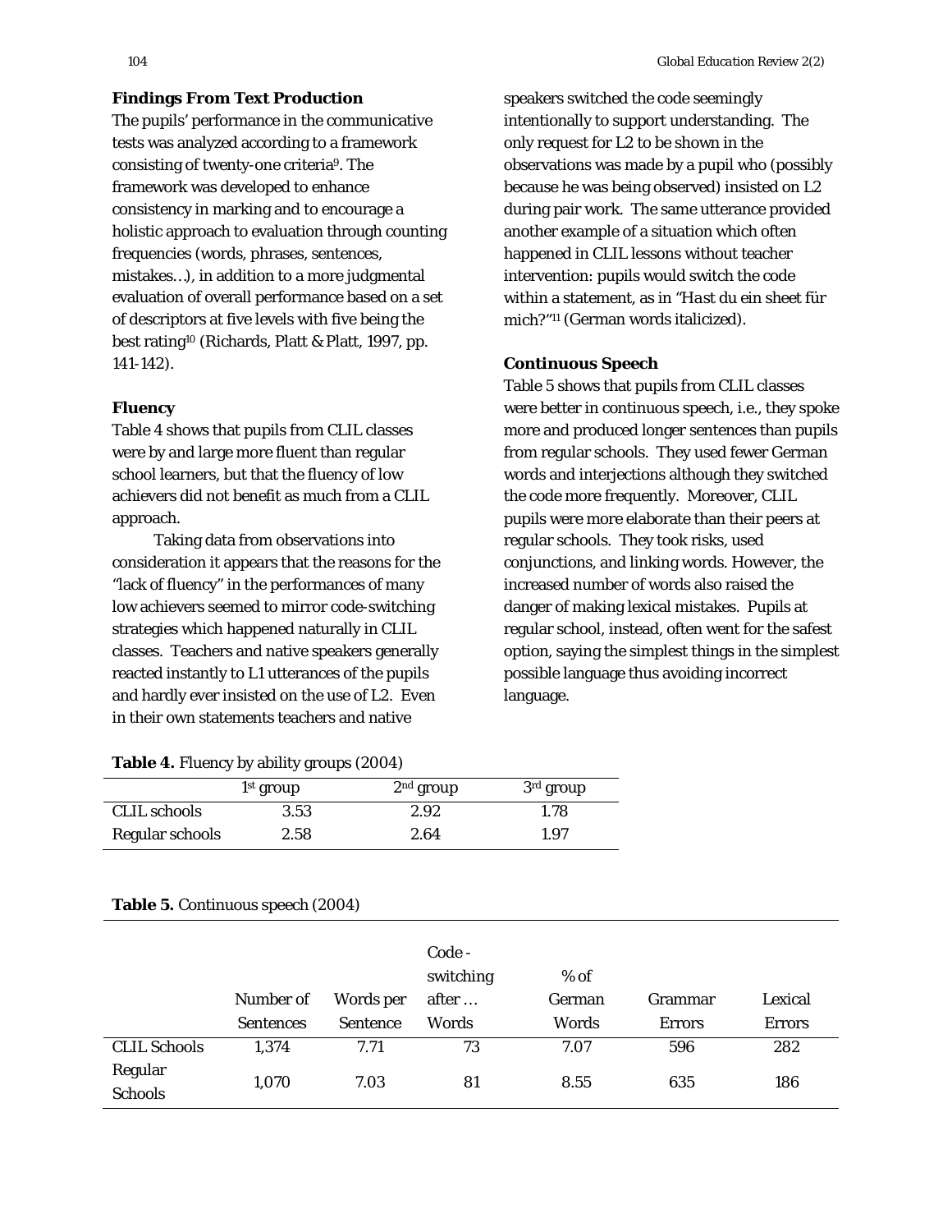### Findings From Text Production

The pupils' performance in the communicative tests was analyzed according to a framework consisting of twenty-one criteria[9]. The framework was developed to enhance consistency in marking and to encourage a holistic approach to evaluation through counting frequencies (words, phrases, sentences, mistakes…), in addition to a more judgmental evaluation of overall performance based on a set of descriptors at five levels with five being the best rating[10] (Richards, Platt & Platt, 1997, pp. 141-142).

### Fluency

Table 4 shows that pupils from CLIL classes were by and large more fluent than regular school learners, but that the fluency of low achievers did not benefit as much from a CLIL approach.

Taking data from observations into consideration it appears that the reasons for the "lack of fluency" in the performances of many low achievers seemed to mirror code-switching strategies which happened naturally in CLIL classes. Teachers and native speakers generally reacted instantly to L1 utterances of the pupils and hardly ever insisted on the use of L2. Even in their own statements teachers and native speakers switched the code seemingly intentionally to support understanding. The only request for L2 to be shown in the observations was made by a pupil who (possibly because he was being observed) insisted on L2 during pair work. The same utterance provided another example of a situation which often happened in CLIL lessons without teacher intervention: pupils would switch the code within a statement, as in "*Hast du ein* sheet *für mich?*"[11] (German words italicized).

### Continuous Speech

Table 5 shows that pupils from CLIL classes were better in continuous speech, i.e., they spoke more and produced longer sentences than pupils from regular schools. They used fewer German words and interjections although they switched the code more frequently. Moreover, CLIL pupils were more elaborate than their peers at regular schools. They took risks, used conjunctions, and linking words. However, the increased number of words also raised the danger of making lexical mistakes. Pupils at regular school, instead, often went for the safest option, saying the simplest things in the simplest possible language thus avoiding incorrect language.

**Table 4.** Fluency by ability groups (2004)

| | 1st group | 2nd group | 3rd group |
|---|---|---|---|
| CLIL schools | 3.53 | 2.92 | 1.78 |
| Regular schools | 2.58 | 2.64 | 1.97 |

**Table 5.** Continuous speech (2004)

| | Number of Sentences | Words per Sentence | Code - switching after … Words | % of German Words | Grammar Errors | Lexical Errors |
|---|---|---|---|---|---|---|
| CLIL Schools | 1,374 | 7.71 | 73 | 7.07 | 596 | 282 |
| Regular Schools | 1,070 | 7.03 | 81 | 8.55 | 635 | 186 |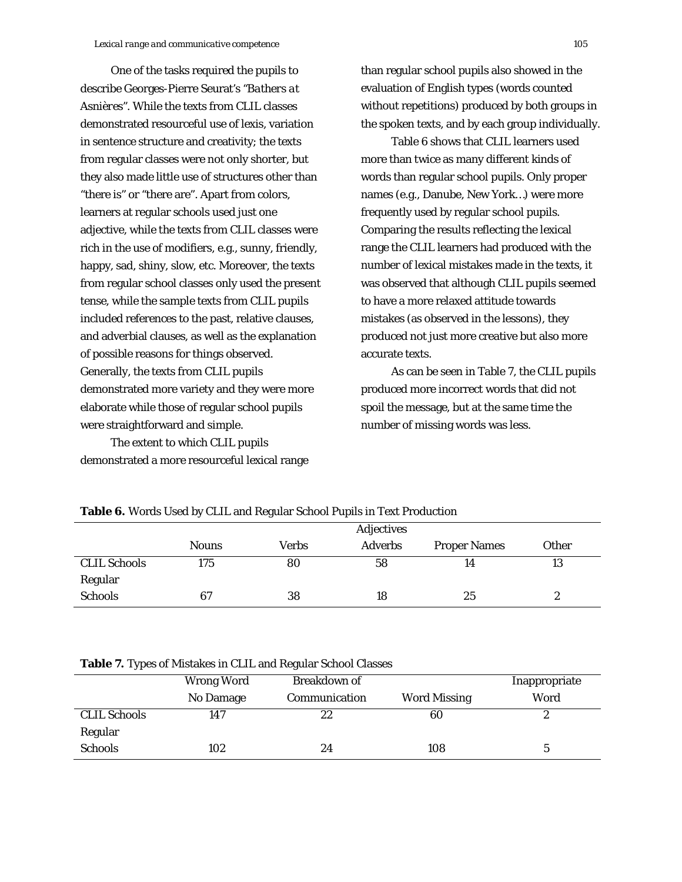One of the tasks required the pupils to describe Georges-Pierre Seurat's "*Bathers at Asnières*". While the texts from CLIL classes demonstrated resourceful use of lexis, variation in sentence structure and creativity; the texts from regular classes were not only shorter, but they also made little use of structures other than "there is" or "there are". Apart from colors, learners at regular schools used just one adjective, while the texts from CLIL classes were rich in the use of modifiers, e.g., sunny, friendly, happy, sad, shiny, slow, etc. Moreover, the texts from regular school classes only used the present tense, while the sample texts from CLIL pupils included references to the past, relative clauses, and adverbial clauses, as well as the explanation of possible reasons for things observed. Generally, the texts from CLIL pupils demonstrated more variety and they were more elaborate while those of regular school pupils were straightforward and simple.

The extent to which CLIL pupils demonstrated a more resourceful lexical range than regular school pupils also showed in the evaluation of English types (words counted without repetitions) produced by both groups in the spoken texts, and by each group individually.

Table 6 shows that CLIL learners used more than twice as many different kinds of words than regular school pupils. Only proper names (e.g., Danube, New York…) were more frequently used by regular school pupils. Comparing the results reflecting the lexical range the CLIL learners had produced with the number of lexical mistakes made in the texts, it was observed that although CLIL pupils seemed to have a more relaxed attitude towards mistakes (as observed in the lessons), they produced not just more creative but also more accurate texts.

As can be seen in Table 7, the CLIL pupils produced more incorrect words that did not spoil the message, but at the same time the number of missing words was less.

**Table 6.** Words Used by CLIL and Regular School Pupils in Text Production

| | Nouns | Verbs | Adjectives Adverbs | Proper Names | Other |
|---|---|---|---|---|---|
| CLIL Schools | 175 | 80 | 58 | 14 | 13 |
| Regular Schools | 67 | 38 | 18 | 25 | 2 |

**Table 7.** Types of Mistakes in CLIL and Regular School Classes

| | Wrong Word No Damage | Breakdown of Communication | Word Missing | Inappropriate Word |
|---|---|---|---|---|
| CLIL Schools | 147 | 22 | 60 | 2 |
| Regular Schools | 102 | 24 | 108 | 5 |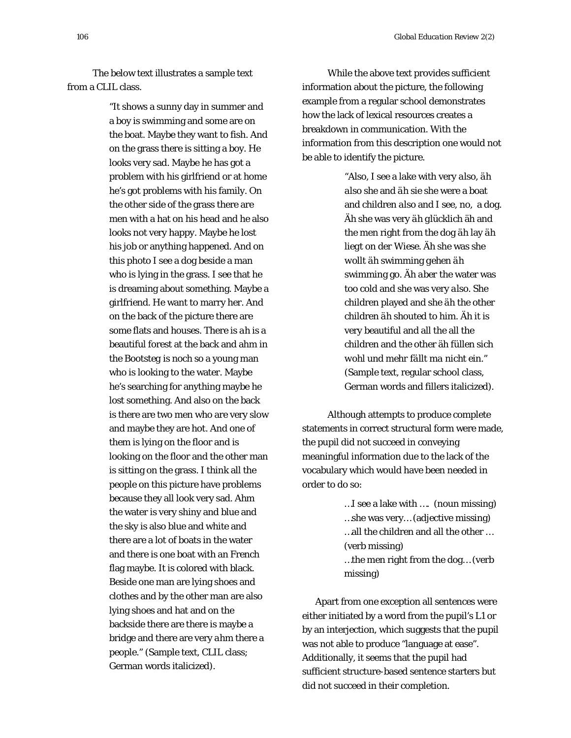The below text illustrates a sample text from a CLIL class.

> "It shows a sunny day in summer and a boy is swimming and some are on the boat. Maybe they want to fish. And on the grass there is sitting a boy. He looks very sad. Maybe he has got a problem with his girlfriend or at home he's got problems with his family. On the other side of the grass there are men with a hat on his head and he also looks not very happy. Maybe he lost his job or anything happened. And on this photo I see a dog beside a man who is lying in the grass. I see that he is dreaming about something. Maybe a girlfriend. He want to marry her. And on the back of the picture there are some flats and houses. There is *ah* is a beautiful forest at the back and ahm in the *Bootsteg* is *noch so* a young man who is looking to the water. Maybe he's searching for anything maybe he lost something. And also on the back is there are two men who are very slow and maybe they are hot. And one of them is lying on the floor and is looking on the floor and the other man is sitting on the grass. I think all the people on this picture have problems because they all look very sad. Ahm the water is very shiny and blue and the sky is also blue and white and there are a lot of boats in the water and there is one boat with an French flag maybe. It is colored with black. Beside one man are lying shoes and clothes and by the other man are also lying shoes and hat and on the backside there are there is maybe a bridge and there are very *ahm* there a people." (Sample text, CLIL class; German words italicized).

While the above text provides sufficient information about the picture, the following example from a regular school demonstrates how the lack of lexical resources creates a breakdown in communication. With the information from this description one would not be able to identify the picture.

> "*Also*, I see a lake with very *also*, *äh also* she and *äh sie* she were a boat and children *also* and I see, no, a dog. *Äh* she was very *äh glücklich äh* and the men right from the dog *äh* lay *äh liegt on der Wiese. Äh* she was she *wollt äh* swimming *gehen äh* swimming go. *Äh aber* the water was too cold and she was very *also*. She children played and she *äh* the other children *äh* shouted to him. *Äh* it is very beautiful and all the all the children and the other *äh füllen sich wohl und mehr fällt ma nicht ein.*" (Sample text, regular school class, German words and fillers italicized).

Although attempts to produce complete statements in correct structural form were made, the pupil did not succeed in conveying meaningful information due to the lack of the vocabulary which would have been needed in order to do so:

> …I see a lake with …. (noun missing)
> …she was very… (adjective missing)
> …all the children and all the other … (verb missing)
> …the men right from the dog… (verb missing)

Apart from one exception all sentences were either initiated by a word from the pupil's L1 or by an interjection, which suggests that the pupil was not able to produce "language at ease". Additionally, it seems that the pupil had sufficient structure-based sentence starters but did not succeed in their completion.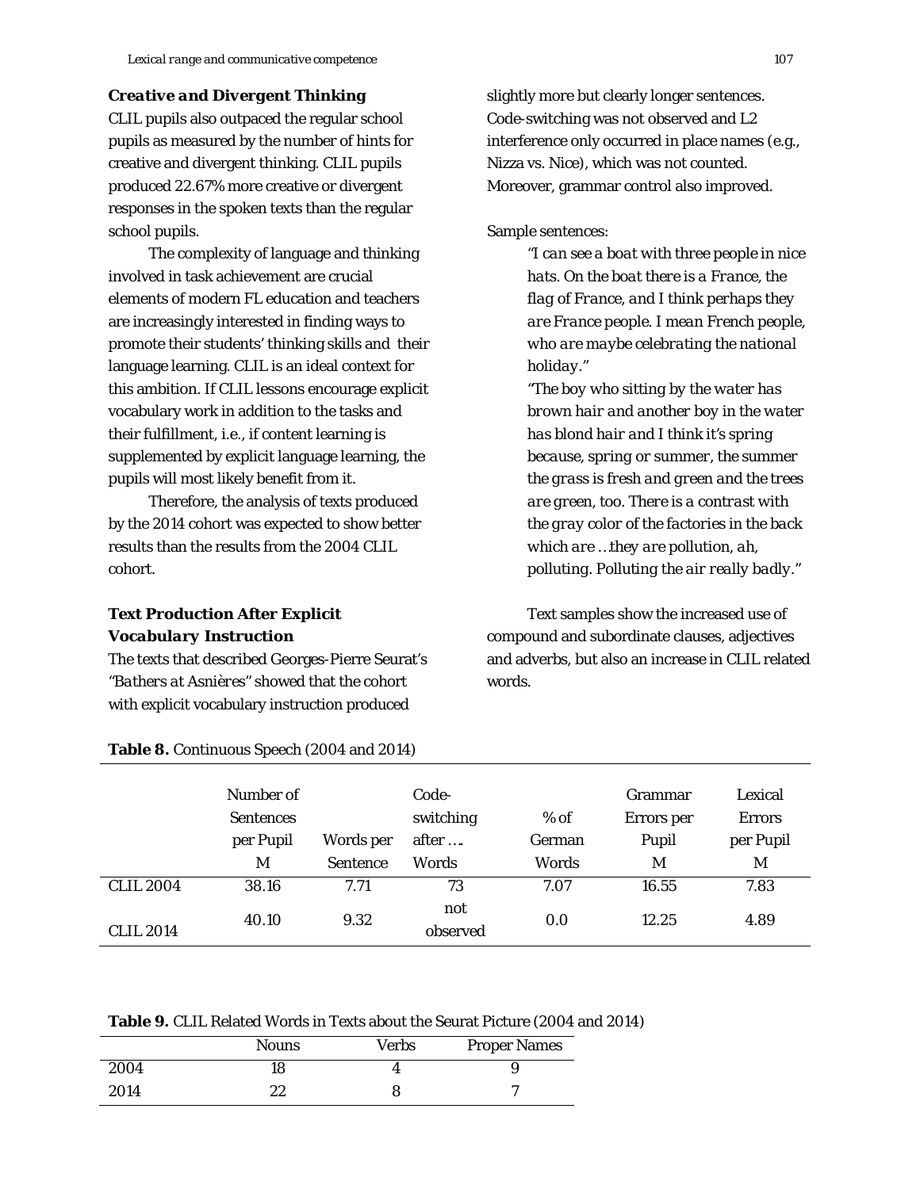### *Creative and Divergent Thinking*

CLIL pupils also outpaced the regular school pupils as measured by the number of hints for creative and divergent thinking. CLIL pupils produced 22.67% more creative or divergent responses in the spoken texts than the regular school pupils.

The complexity of language and thinking involved in task achievement are crucial elements of modern FL education and teachers are increasingly interested in finding ways to promote their students' thinking skills and their language learning. CLIL is an ideal context for this ambition. If CLIL lessons encourage explicit vocabulary work in addition to the tasks and their fulfillment, i.e., if content learning is supplemented by explicit language learning, the pupils will most likely benefit from it.

Therefore, the analysis of texts produced by the 2014 cohort was expected to show better results than the results from the 2004 CLIL cohort.

### *Text Production After Explicit Vocabulary Instruction*

The texts that described Georges-Pierre Seurat's "*Bathers at Asnières*" showed that the cohort with explicit vocabulary instruction produced slightly more but clearly longer sentences. Code-switching was not observed and L2 interference only occurred in place names (e.g., Nizza vs. Nice), which was not counted. Moreover, grammar control also improved.

Sample sentences:

> *"I can see a boat with three people in nice hats. On the boat there is a France, the flag of France, and I think perhaps they are France people. I mean French people, who are maybe celebrating the national holiday."*
>
> *"The boy who sitting by the water has brown hair and another boy in the water has blond hair and I think it's spring because, spring or summer, the summer the grass is fresh and green and the trees are green, too. There is a contrast with the gray color of the factories in the back which are …they are pollution, ah, polluting. Polluting the air really badly."*

Text samples show the increased use of compound and subordinate clauses, adjectives and adverbs, but also an increase in CLIL related words.

**Table 8.** Continuous Speech (2004 and 2014)

| | Number of Sentences per Pupil M | Words per Sentence | Code-switching after …. Words | % of German Words | Grammar Errors per Pupil M | Lexical Errors per Pupil M |
|---|---|---|---|---|---|---|
| CLIL 2004 | 38.16 | 7.71 | 73 | 7.07 | 16.55 | 7.83 |
| CLIL 2014 | 40.10 | 9.32 | not observed | 0.0 | 12.25 | 4.89 |

**Table 9.** CLIL Related Words in Texts about the Seurat Picture (2004 and 2014)

| | Nouns | Verbs | Proper Names |
|---|---|---|---|
| 2004 | 18 | 4 | 9 |
| 2014 | 22 | 8 | 7 |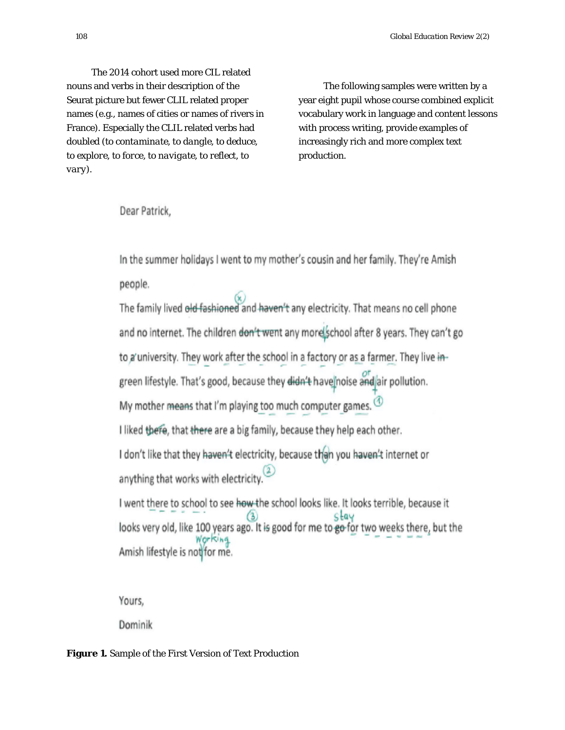The 2014 cohort used more CIL related nouns and verbs in their description of the Seurat picture but fewer CLIL related proper names (e.g., names of cities or names of rivers in France). Especially the CLIL related verbs had doubled (*to contaminate, to dangle, to deduce, to explore, to force, to navigate, to reflect, to vary*).

The following samples were written by a year eight pupil whose course combined explicit vocabulary work in language and content lessons with process writing, provide examples of increasingly rich and more complex text production.

Dear Patrick,

In the summer holidays I went to my mother's cousin and her family. They're Amish people.

The family lived old-fashioned and haven't any electricity. That means no cell phone and no internet. The children don't went any more school after 8 years. They can't go to a university. They work after the school in a factory or as a farmer. They live in green lifestyle. That's good, because they didn't have noise and air pollution.

My mother means that I'm playing too much computer games.

I liked there, that there are a big family, because they help each other.

I don't like that they haven't electricity, because than you haven't internet or anything that works with electricity.

I went there to school to see how the school looks like. It looks terrible, because it looks very old, like 100 years ago. It is good for me to go for two weeks there, but the Amish lifestyle is not for me.

Yours,

Dominik

**Figure 1.** Sample of the First Version of Text Production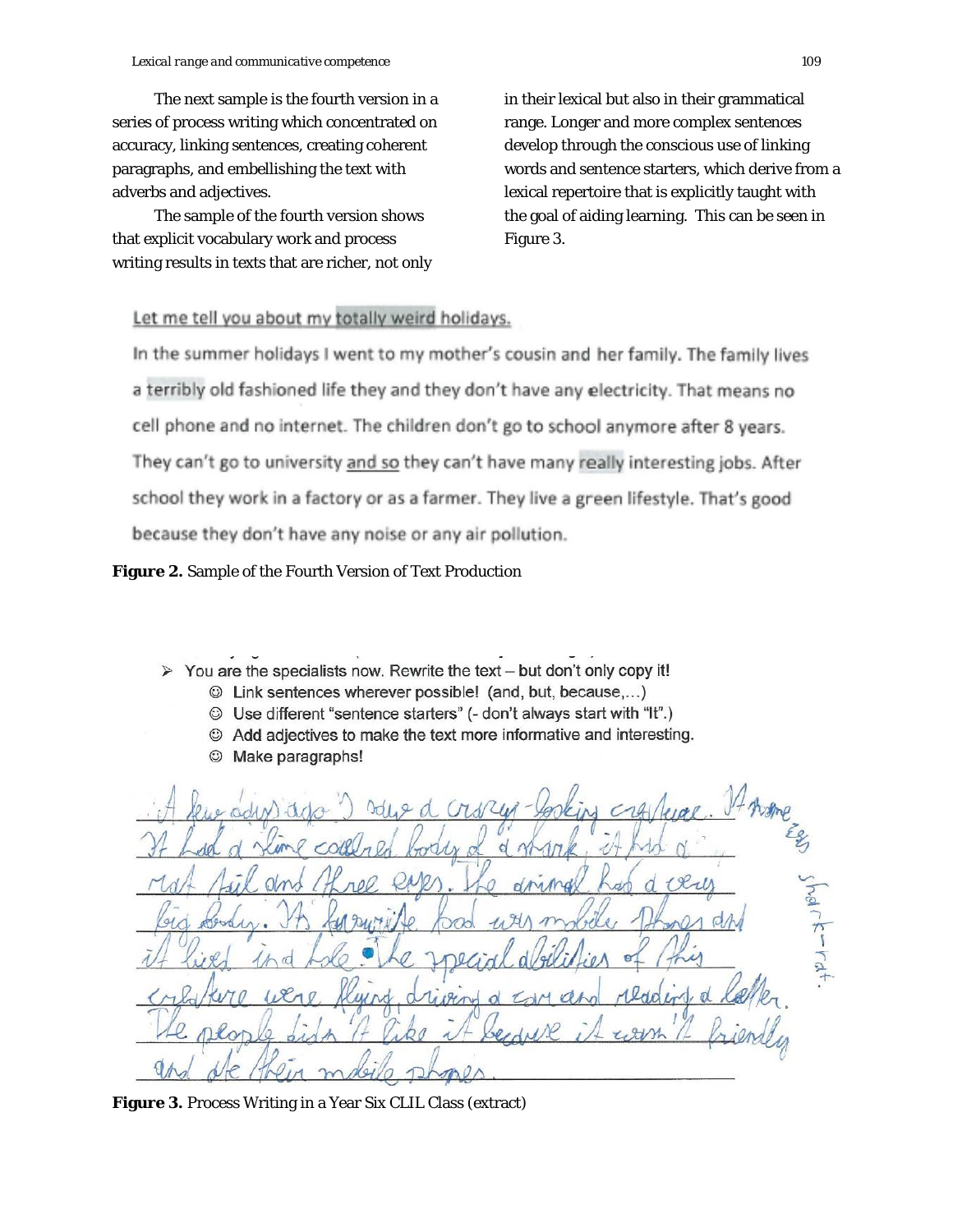The next sample is the fourth version in a series of process writing which concentrated on accuracy, linking sentences, creating coherent paragraphs, and embellishing the text with adverbs and adjectives.

The sample of the fourth version shows that explicit vocabulary work and process writing results in texts that are richer, not only in their lexical but also in their grammatical range. Longer and more complex sentences develop through the conscious use of linking words and sentence starters, which derive from a lexical repertoire that is explicitly taught with the goal of aiding learning. This can be seen in Figure 3.

Let me tell you about my totally weird holidays.

In the summer holidays I went to my mother's cousin and her family. The family lives a terribly old fashioned life they and they don't have any electricity. That means no cell phone and no internet. The children don't go to school anymore after 8 years. They can't go to university and so they can't have many really interesting jobs. After school they work in a factory or as a farmer. They live a green lifestyle. That's good because they don't have any noise or any air pollution.

**Figure 2.** Sample of the Fourth Version of Text Production

- You are the specialists now. Rewrite the text – but don't only copy it!
  - ☺ Link sentences wherever possible! (and, but, because,…)
  - ☺ Use different "sentence starters" (- don't always start with "It".)
  - ☺ Add adjectives to make the text more informative and interesting.
  - ☺ Make paragraphs!

A few days ago I saw a crazy-looking creature. Its name was Shark-rat. It had a slime coloured body of a shark, it had a rat tail and three eyes. The animal had a very big body. Its favourite food was mobile phones and it lived in a hole. The special abilities of this creature were flying, driving a car and reading a letter. The people didn't like it because it wasn't friendly and ate their mobile phones.

**Figure 3.** Process Writing in a Year Six CLIL Class (extract)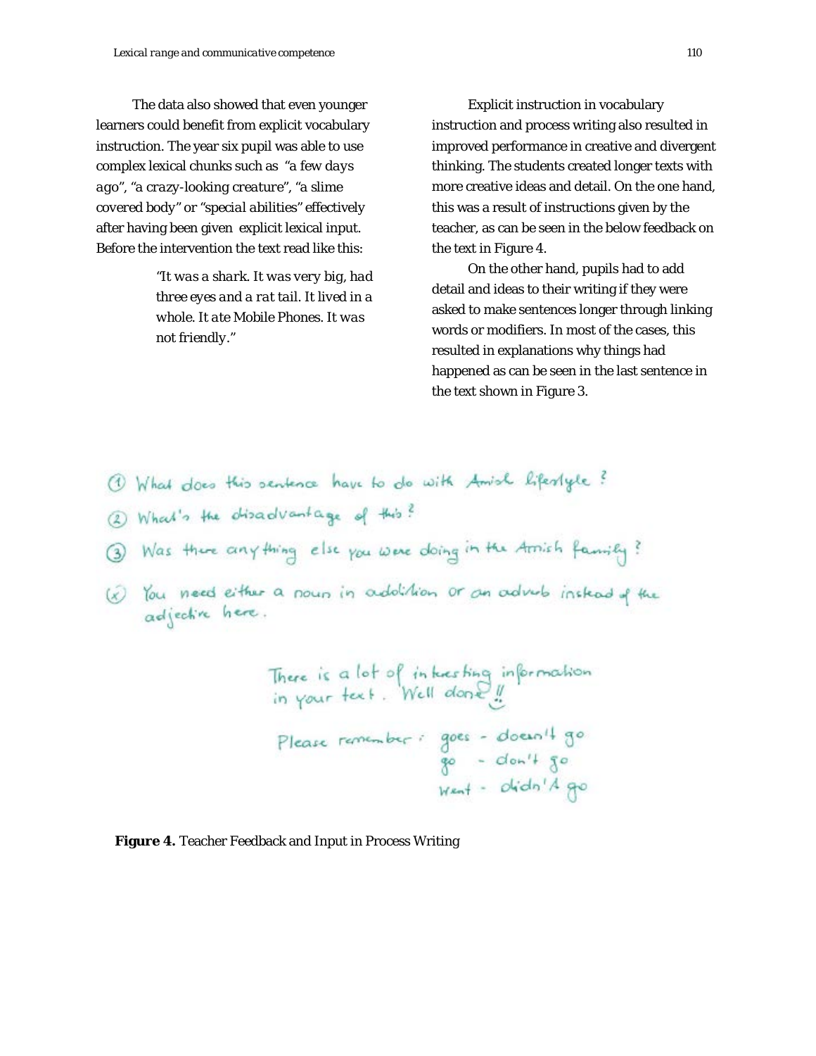The data also showed that even younger learners could benefit from explicit vocabulary instruction. The year six pupil was able to use complex lexical chunks such as *"a few days ago"*, *"a crazy-looking creature"*, *"a slime covered body"* or *"special abilities"* effectively after having been given explicit lexical input. Before the intervention the text read like this:

> *"It was a shark. It was very big, had three eyes and a rat tail. It lived in a whole. It ate Mobile Phones. It was not friendly."*

Explicit instruction in vocabulary instruction and process writing also resulted in improved performance in creative and divergent thinking. The students created longer texts with more creative ideas and detail. On the one hand, this was a result of instructions given by the teacher, as can be seen in the below feedback on the text in Figure 4.

On the other hand, pupils had to add detail and ideas to their writing if they were asked to make sentences longer through linking words or modifiers. In most of the cases, this resulted in explanations why things had happened as can be seen in the last sentence in the text shown in Figure 3.

(1) What does this sentence have to do with Amish lifestyle?

(2) What's the disadvantage of this?

(3) Was there anything else you were doing in the Amish family?

(x) You need either a noun in addition or an adverb instead of the adjective here.

There is a lot of interesting information in your text. Well done!!

Please remember: goes - doesn't go
go - don't go
went - didn't go

**Figure 4.** Teacher Feedback and Input in Process Writing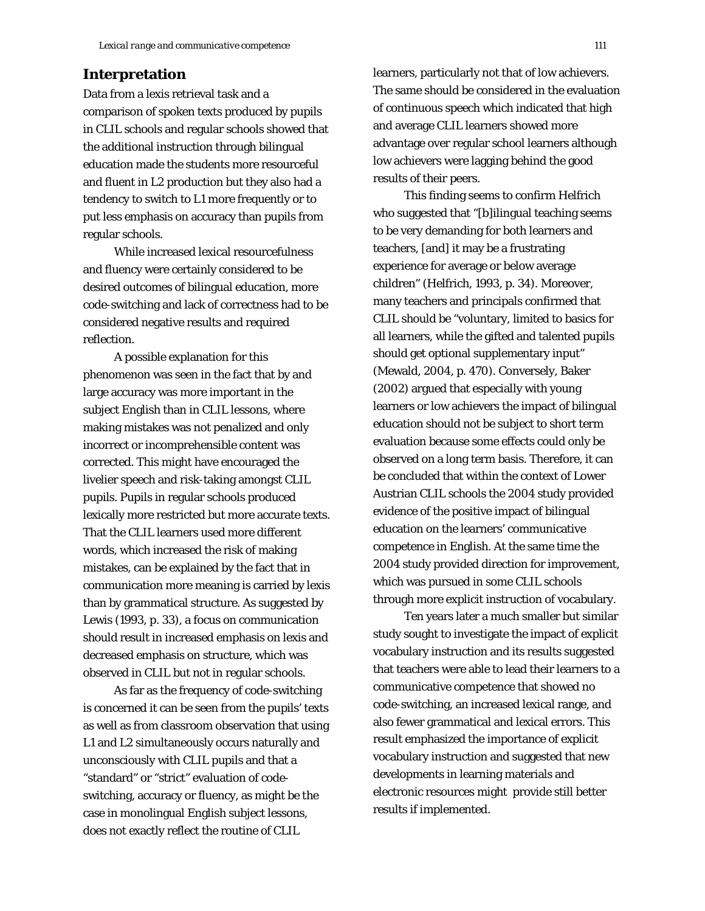## Interpretation

Data from a lexis retrieval task and a comparison of spoken texts produced by pupils in CLIL schools and regular schools showed that the additional instruction through bilingual education made the students more resourceful and fluent in L2 production but they also had a tendency to switch to L1 more frequently or to put less emphasis on accuracy than pupils from regular schools.

While increased lexical resourcefulness and fluency were certainly considered to be desired outcomes of bilingual education, more code-switching and lack of correctness had to be considered negative results and required reflection.

A possible explanation for this phenomenon was seen in the fact that by and large accuracy was more important in the subject English than in CLIL lessons, where making mistakes was not penalized and only incorrect or incomprehensible content was corrected. This might have encouraged the livelier speech and risk-taking amongst CLIL pupils. Pupils in regular schools produced lexically more restricted but more accurate texts. That the CLIL learners used more different words, which increased the risk of making mistakes, can be explained by the fact that in communication more meaning is carried by lexis than by grammatical structure. As suggested by Lewis (1993, p. 33), a focus on communication should result in increased emphasis on lexis and decreased emphasis on structure, which was observed in CLIL but not in regular schools.

As far as the frequency of code-switching is concerned it can be seen from the pupils' texts as well as from classroom observation that using L1 and L2 simultaneously occurs naturally and unconsciously with CLIL pupils and that a "standard" or "strict" evaluation of code-switching, accuracy or fluency, as might be the case in monolingual English subject lessons, does not exactly reflect the routine of CLIL learners, particularly not that of low achievers. The same should be considered in the evaluation of continuous speech which indicated that high and average CLIL learners showed more advantage over regular school learners although low achievers were lagging behind the good results of their peers.

This finding seems to confirm Helfrich who suggested that "[b]ilingual teaching seems to be very demanding for both learners and teachers, [and] it may be a frustrating experience for average or below average children" (Helfrich, 1993, p. 34). Moreover, many teachers and principals confirmed that CLIL should be "voluntary, limited to basics for all learners, while the gifted and talented pupils should get optional supplementary input" (Mewald, 2004, p. 470). Conversely, Baker (2002) argued that especially with young learners or low achievers the impact of bilingual education should not be subject to short term evaluation because some effects could only be observed on a long term basis. Therefore, it can be concluded that within the context of Lower Austrian CLIL schools the 2004 study provided evidence of the positive impact of bilingual education on the learners' communicative competence in English. At the same time the 2004 study provided direction for improvement, which was pursued in some CLIL schools through more explicit instruction of vocabulary.

Ten years later a much smaller but similar study sought to investigate the impact of explicit vocabulary instruction and its results suggested that teachers were able to lead their learners to a communicative competence that showed no code-switching, an increased lexical range, and also fewer grammatical and lexical errors. This result emphasized the importance of explicit vocabulary instruction and suggested that new developments in learning materials and electronic resources might provide still better results if implemented.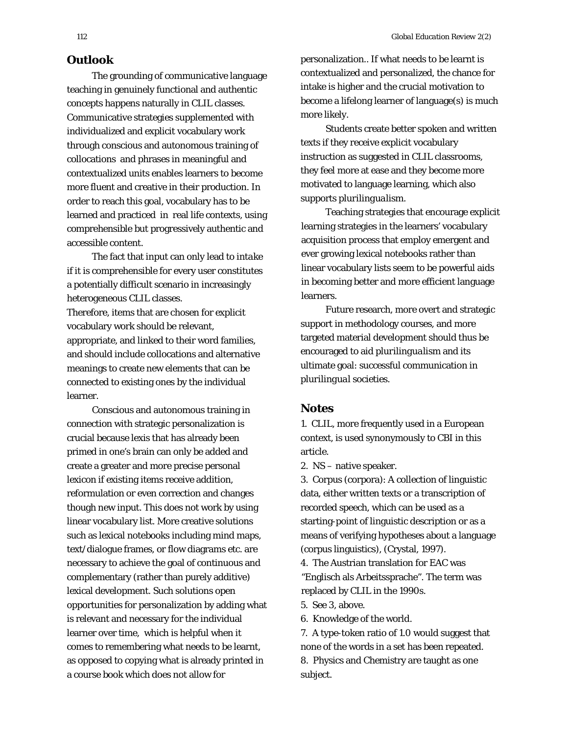## Outlook

The grounding of communicative language teaching in genuinely functional and authentic concepts happens naturally in CLIL classes. Communicative strategies supplemented with individualized and explicit vocabulary work through conscious and autonomous training of collocations and phrases in meaningful and contextualized units enables learners to become more fluent and creative in their production. In order to reach this goal, vocabulary has to be learned and practiced in real life contexts, using comprehensible but progressively authentic and accessible content.

The fact that input can only lead to *intake* if it is comprehensible for every user constitutes a potentially difficult scenario in increasingly heterogeneous CLIL classes.
Therefore, items that are chosen for explicit vocabulary work should be relevant, appropriate, and linked to their word families, and should include collocations and alternative meanings to create new elements that can be connected to existing ones by the individual learner.

Conscious and autonomous training in connection with strategic personalization is crucial because lexis that has already been primed in one's brain can only be added and create a greater and more precise personal lexicon if existing items receive addition, reformulation or even correction and changes though new input. This does not work by using linear vocabulary list. More creative solutions such as lexical notebooks including mind maps, text/dialogue frames, or flow diagrams etc. are necessary to achieve the goal of continuous and complementary (rather than purely additive) lexical development. Such solutions open opportunities for personalization by adding what is relevant and necessary for the individual learner over time, which is helpful when it comes to remembering what needs to be learnt, as opposed to copying what is already printed in a course book which does not allow for personalization.. If what needs to be learnt is contextualized and personalized, the chance for intake is higher and the crucial motivation to become a lifelong learner of language(s) is much more likely.

Students create better spoken and written texts if they receive explicit vocabulary instruction as suggested in CLIL classrooms, they feel more at ease and they become more motivated to language learning, which also supports *plurilingualism*.

Teaching strategies that encourage explicit learning strategies in the learners' vocabulary acquisition process that employ emergent and ever growing lexical notebooks rather than linear vocabulary lists seem to be powerful aids in becoming better and more efficient language learners.

Future research, more overt and strategic support in methodology courses, and more targeted material development should thus be encouraged to aid *plurilingualism* and its ultimate goal: successful communication in *plurilingual* societies.

## Notes

1. CLIL, more frequently used in a European context, is used synonymously to CBI in this article.
2. NS – native speaker.
3. Corpus (corpora): A collection of linguistic data, either written texts or a transcription of recorded speech, which can be used as a starting-point of linguistic description or as a means of verifying hypotheses about a language (corpus linguistics), (Crystal, 1997).
4. The Austrian translation for EAC was "Englisch als Arbeitssprache". The term was replaced by CLIL in the 1990s.
5. See 3, above.
6. Knowledge of the world.
7. A type-token ratio of 1.0 would suggest that none of the words in a set has been repeated.
8. Physics and Chemistry are taught as one subject.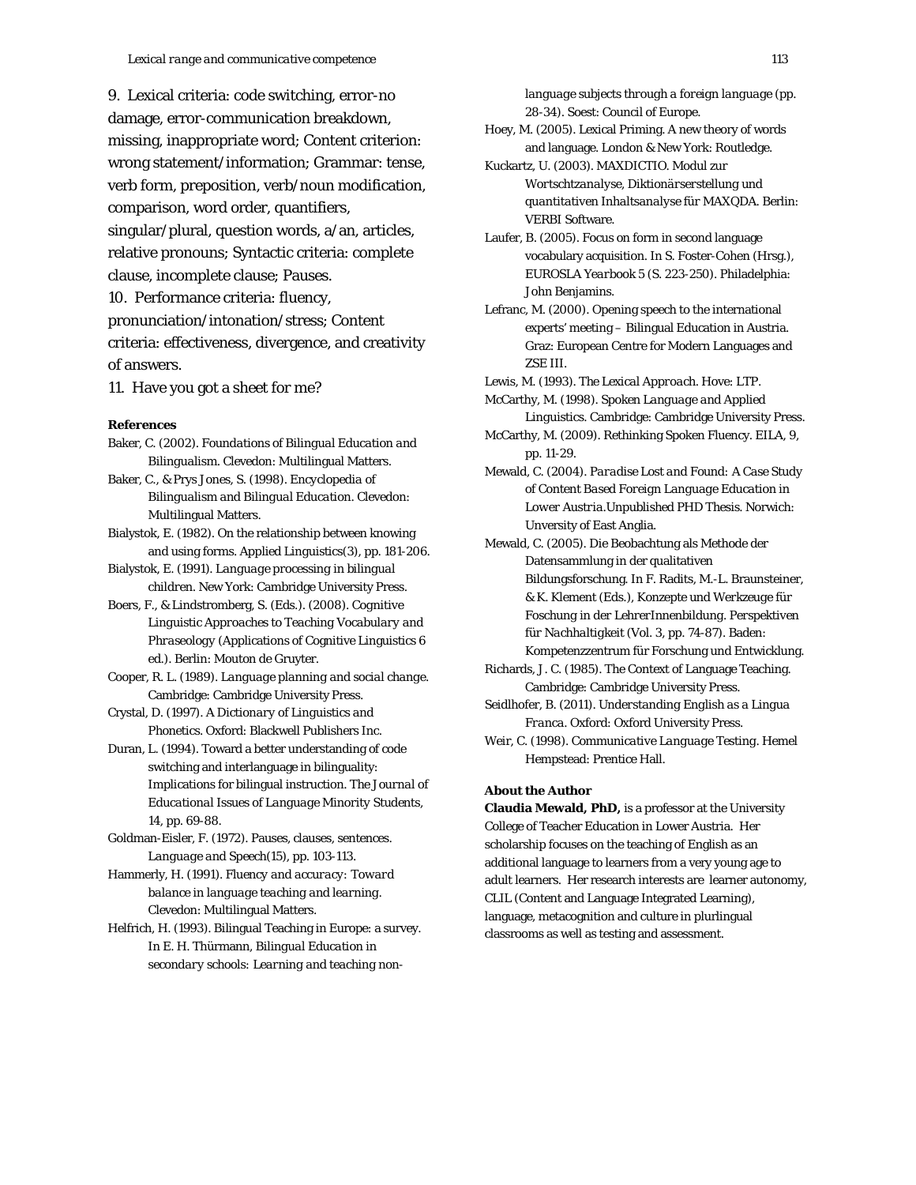9. Lexical criteria: code switching, error-no damage, error-communication breakdown, missing, inappropriate word; Content criterion: wrong statement/information; Grammar: tense, verb form, preposition, verb/noun modification, comparison, word order, quantifiers, singular/plural, question words, a/an, articles, relative pronouns; Syntactic criteria: complete clause, incomplete clause; Pauses.

10. Performance criteria: fluency, pronunciation/intonation/stress; Content criteria: effectiveness, divergence, and creativity of answers.

11. Have you got a sheet for me?

**References**

Baker, C. (2002). *Foundations of Bilingual Education and Bilingualism*. Clevedon: Multilingual Matters.

Baker, C., & Prys Jones, S. (1998). *Encyclopedia of Bilingualism and Bilingual Education*. Clevedon: Multilingual Matters.

Bialystok, E. (1982). On the relationship between knowing and using forms. Applied Linguistics(3), pp. 181-206.

Bialystok, E. (1991). *Language processing in bilingual children*. New York: Cambridge University Press.

Boers, F., & Lindstromberg, S. (Eds.). (2008). *Cognitive Linguistic Approaches to Teaching Vocabulary and Phraseology (Applications of Cognitive Linguistics 6 ed.)*. Berlin: Mouton de Gruyter.

Cooper, R. L. (1989). *Language planning and social change*. Cambridge: Cambridge University Press.

Crystal, D. (1997). *A Dictionary of Linguistics and Phonetics*. Oxford: Blackwell Publishers Inc.

Duran, L. (1994). Toward a better understanding of code switching and interlanguage in bilinguality: Implications for bilingual instruction. *The Journal of Educational Issues of Language Minority Students*, 14, pp. 69-88.

Goldman-Eisler, F. (1972). Pauses, clauses, sentences. *Language and Speech*(15), pp. 103-113.

Hammerly, H. (1991). *Fluency and accuracy: Toward balance in language teaching and learning*. Clevedon: Multilingual Matters.

Helfrich, H. (1993). Bilingual Teaching in Europe: a survey. In E. H. Thürmann, *Bilingual Education in secondary schools: Learning and teaching non-language subjects through a foreign language* (pp. 28-34). Soest: Council of Europe.

Hoey, M. (2005). Lexical Priming. A new theory of words and language. London & New York: Routledge.

Kuckartz, U. (2003). *MAXDICTIO. Modul zur Wortschtzanalyse, Diktionärserstellung und quantitativen Inhaltsanalyse für MAXQDA*. Berlin: VERBI Software.

Laufer, B. (2005). Focus on form in second language vocabulary acquisition. In S. Foster-Cohen (Hrsg.), *EUROSLA Yearbook 5* (S. 223-250). Philadelphia: John Benjamins.

Lefranc, M. (2000). Opening speech to the international experts' meeting – Bilingual Education in Austria. Graz: European Centre for Modern Languages and ZSE III.

Lewis, M. (1993). *The Lexical Approach*. Hove: LTP.

McCarthy, M. (1998). *Spoken Language and Applied Linguistics*. Cambridge: Cambridge University Press.

McCarthy, M. (2009). Rethinking Spoken Fluency. EILA, 9, pp. 11-29.

Mewald, C. (2004). *Paradise Lost and Found: A Case Study of Content Based Foreign Language Education in Lower Austria*.Unpublished PHD Thesis. Norwich: Unversity of East Anglia.

Mewald, C. (2005). Die Beobachtung als Methode der Datensammlung in der qualitativen Bildungsforschung. In F. Radits, M.-L. Braunsteiner, & K. Klement (Eds.), *Konzepte und Werkzeuge für Foschung in der LehrerInnenbildung. Perspektiven für Nachhaltigkeit* (Vol. 3, pp. 74-87). Baden: Kompetenzzentrum für Forschung und Entwicklung.

Richards, J. C. (1985). The Context of Language Teaching. Cambridge: Cambridge University Press.

Seidlhofer, B. (2011). Understanding English as a *Lingua Franca*. Oxford: Oxford University Press.

Weir, C. (1998). *Communicative Language Testing*. Hemel Hempstead: Prentice Hall.

**About the Author**

**Claudia Mewald, PhD,** is a professor at the University College of Teacher Education in Lower Austria. Her scholarship focuses on the teaching of English as an additional language to learners from a very young age to adult learners. Her research interests are learner autonomy, CLIL (Content and Language Integrated Learning), language, metacognition and culture in plurlingual classrooms as well as testing and assessment.